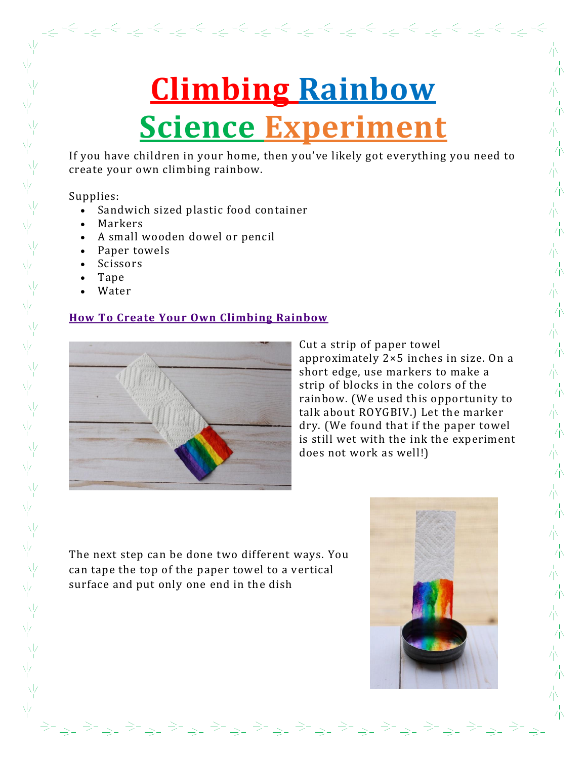# Climbing Rainbow Science Experiment

If you have children in your home, then you've likely got everything you need to create your own climbing rainbow.

Supplies:

- Sandwich sized plastic food container
- Markers
- A small wooden dowel or pencil
- Paper towels
- Scissors
- Tape
- Water

## How To Create Your Own Climbing Rainbow

Cut a strip of paper towel approximately 2×5 inches in size. On a short edge, use markers to make a strip of blocks in the colors of the rainbow. (We used this opportunity to talk about ROYGBIV.) Let the marker dry. (We found that if the paper towel is still wet with the ink the experiment does not work as well!)

The next step can be done two different ways. You can tape the top of the paper towel to a vertical surface and put only one end in the dish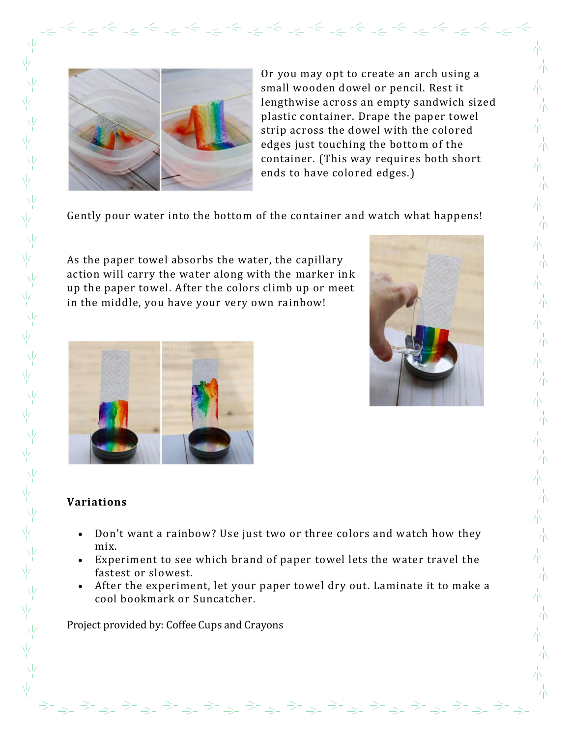Or you may opt to create an arch using a small wooden dowel or pencil. Rest it lengthwise across an empty sandwich sized plastic container. Drape the paper towel strip across the dowel with the colored edges just touching the bottom of the container. (This way requires both short ends to have colored edges.)

Gently pour water into the bottom of the container and watch what happens!

As the paper towel absorbs the water, the capillary action will carry the water along with the marker ink up the paper towel. After the colors climb up or meet in the middle, you have your very own rainbow!

**Variations**

- Don't want a rainbow? Use just two or three colors and watch how they mix.
- Experiment to see which brand of paper towel lets the water travel the fastest or slowest.
- After the experiment, let your paper towel dry out. Laminate it to make a cool bookmark or Suncatcher.

Project provided by: Coffee Cups and Crayons